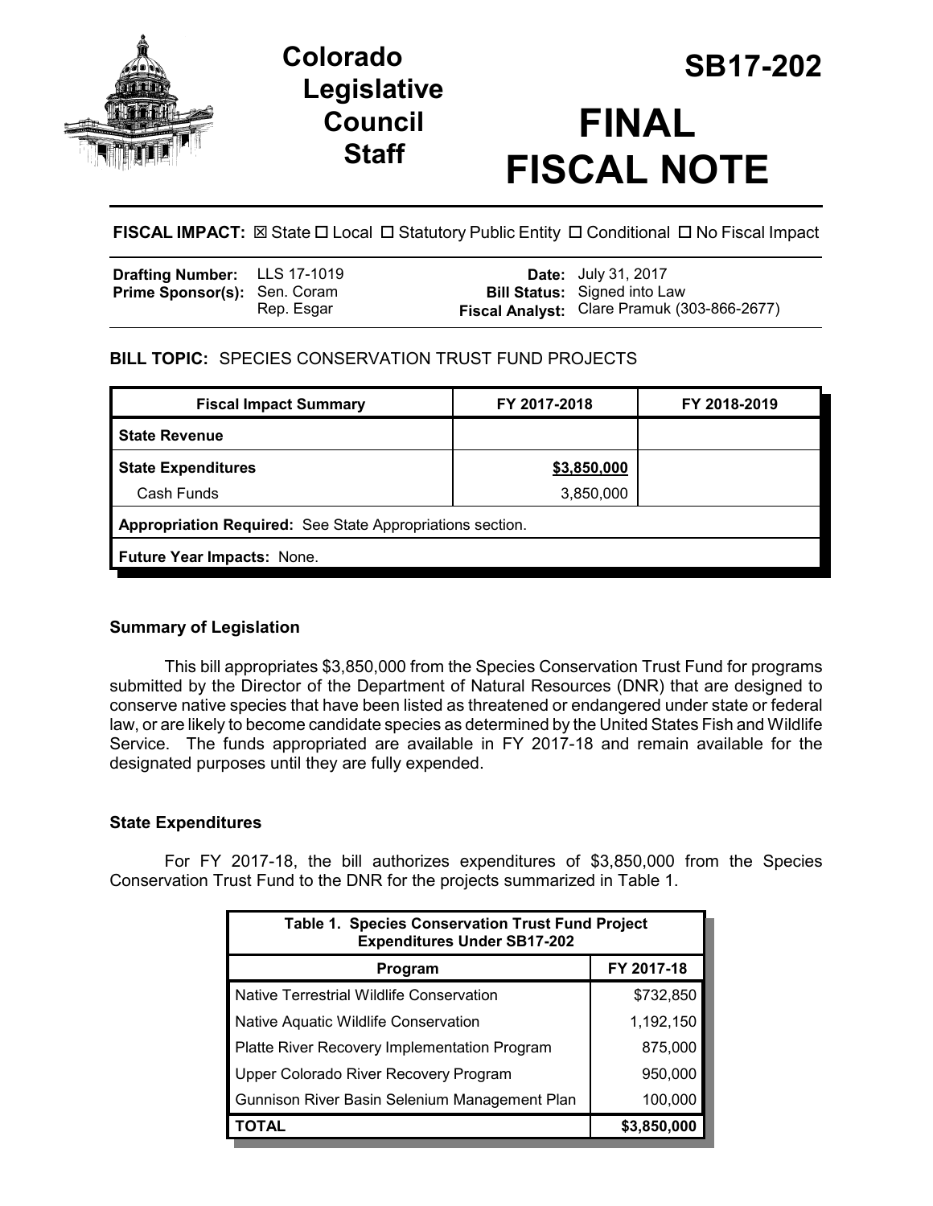# Colorado Legislative Council Staff

# SB17-202

# FINAL FISCAL NOTE

**FISCAL IMPACT:** ☒ State ☐ Local ☐ Statutory Public Entity ☐ Conditional ☐ No Fiscal Impact

| | | | |
|---|---|---|---|
| **Drafting Number:** | LLS 17-1019 | **Date:** | July 31, 2017 |
| **Prime Sponsor(s):** | Sen. Coram<br>Rep. Esgar | **Bill Status:** | Signed into Law |
| | | **Fiscal Analyst:** | Clare Pramuk (303-866-2677) |

**BILL TOPIC:** SPECIES CONSERVATION TRUST FUND PROJECTS

| Fiscal Impact Summary | FY 2017-2018 | FY 2018-2019 |
|---|---|---|
| **State Revenue** | | |
| **State Expenditures** | **$3,850,000** | |
| Cash Funds | 3,850,000 | |
| **Appropriation Required:** See State Appropriations section. | | |
| **Future Year Impacts:** None. | | |

### Summary of Legislation

This bill appropriates $3,850,000 from the Species Conservation Trust Fund for programs submitted by the Director of the Department of Natural Resources (DNR) that are designed to conserve native species that have been listed as threatened or endangered under state or federal law, or are likely to become candidate species as determined by the United States Fish and Wildlife Service. The funds appropriated are available in FY 2017-18 and remain available for the designated purposes until they are fully expended.

### State Expenditures

For FY 2017-18, the bill authorizes expenditures of $3,850,000 from the Species Conservation Trust Fund to the DNR for the projects summarized in Table 1.

| **Table 1. Species Conservation Trust Fund Project Expenditures Under SB17-202** | |
|---|---|
| **Program** | **FY 2017-18** |
| Native Terrestrial Wildlife Conservation | $732,850 |
| Native Aquatic Wildlife Conservation | 1,192,150 |
| Platte River Recovery Implementation Program | 875,000 |
| Upper Colorado River Recovery Program | 950,000 |
| Gunnison River Basin Selenium Management Plan | 100,000 |
| **TOTAL** | **$3,850,000** |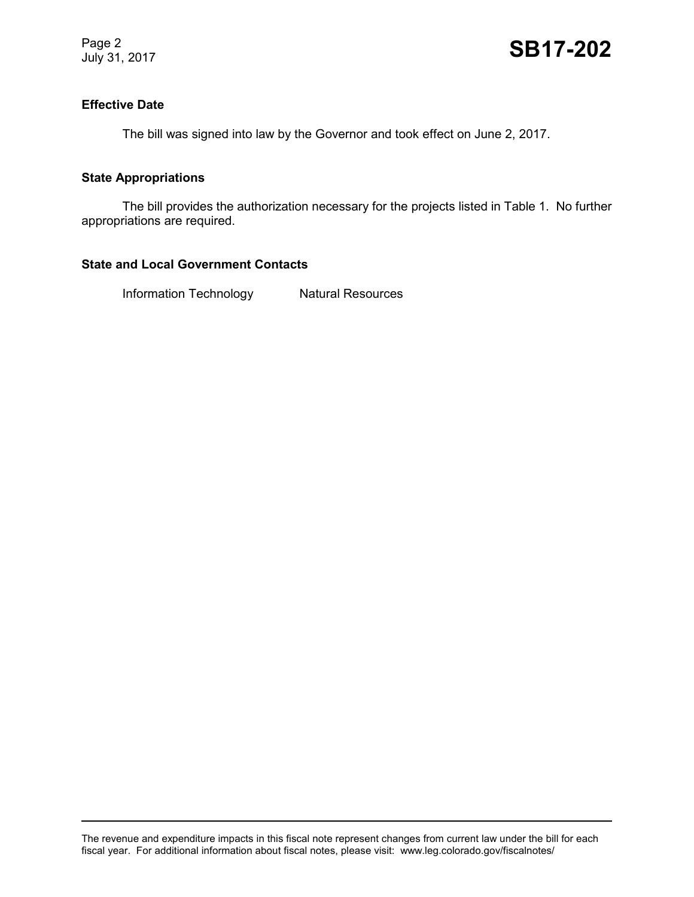## Effective Date

The bill was signed into law by the Governor and took effect on June 2, 2017.

## State Appropriations

The bill provides the authorization necessary for the projects listed in Table 1. No further appropriations are required.

## State and Local Government Contacts

Information Technology Natural Resources

---

The revenue and expenditure impacts in this fiscal note represent changes from current law under the bill for each fiscal year. For additional information about fiscal notes, please visit: www.leg.colorado.gov/fiscalnotes/